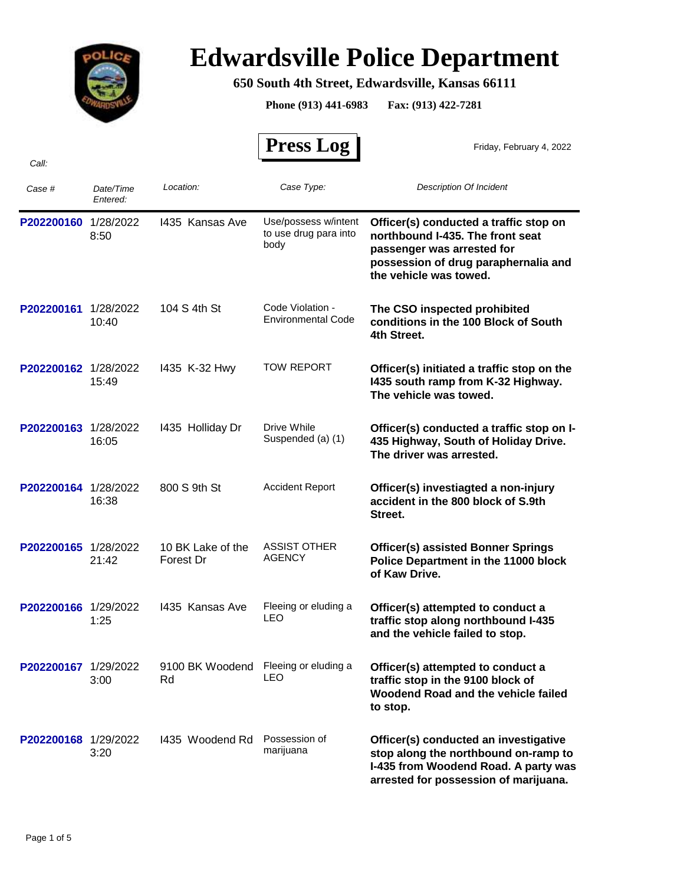# Edwardsville Police Department

**650 South 4th Street, Edwardsville, Kansas 66111**

**Phone (913) 441-6983 Fax: (913) 422-7281**

## Press Log

Friday, February 4, 2022

*Call:*

| *Case #* | *Date/Time Entered:* | *Location:* | *Case Type:* | *Description Of Incident* |
|---|---|---|---|---|
| **P202200160** | 1/28/2022 8:50 | I435 Kansas Ave | Use/possess w/intent to use drug para into body | **Officer(s) conducted a traffic stop on northbound I-435. The front seat passenger was arrested for possession of drug paraphernalia and the vehicle was towed.** |
| **P202200161** | 1/28/2022 10:40 | 104 S 4th St | Code Violation - Environmental Code | **The CSO inspected prohibited conditions in the 100 Block of South 4th Street.** |
| **P202200162** | 1/28/2022 15:49 | I435 K-32 Hwy | TOW REPORT | **Officer(s) initiated a traffic stop on the I435 south ramp from K-32 Highway. The vehicle was towed.** |
| **P202200163** | 1/28/2022 16:05 | I435 Holliday Dr | Drive While Suspended (a) (1) | **Officer(s) conducted a traffic stop on I-435 Highway, South of Holiday Drive. The driver was arrested.** |
| **P202200164** | 1/28/2022 16:38 | 800 S 9th St | Accident Report | **Officer(s) investiagted a non-injury accident in the 800 block of S.9th Street.** |
| **P202200165** | 1/28/2022 21:42 | 10 BK Lake of the Forest Dr | ASSIST OTHER AGENCY | **Officer(s) assisted Bonner Springs Police Department in the 11000 block of Kaw Drive.** |
| **P202200166** | 1/29/2022 1:25 | I435 Kansas Ave | Fleeing or eluding a LEO | **Officer(s) attempted to conduct a traffic stop along northbound I-435 and the vehicle failed to stop.** |
| **P202200167** | 1/29/2022 3:00 | 9100 BK Woodend Rd | Fleeing or eluding a LEO | **Officer(s) attempted to conduct a traffic stop in the 9100 block of Woodend Road and the vehicle failed to stop.** |
| **P202200168** | 1/29/2022 3:20 | I435 Woodend Rd | Possession of marijuana | **Officer(s) conducted an investigative stop along the northbound on-ramp to I-435 from Woodend Road. A party was arrested for possession of marijuana.** |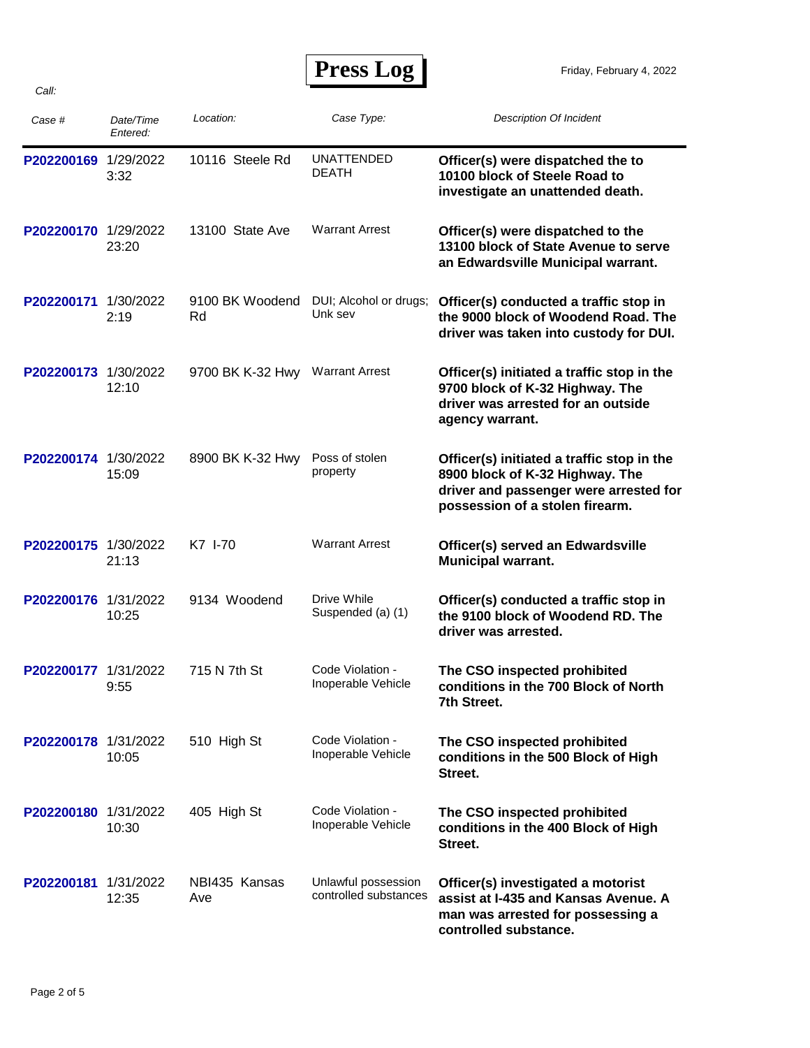# Press Log

Friday, February 4, 2022

*Call:*

| *Case #* | *Date/Time Entered:* | *Location:* | *Case Type:* | *Description Of Incident* |
|---|---|---|---|---|
| **P202200169** | 1/29/2022 3:32 | 10116 Steele Rd | UNATTENDED DEATH | **Officer(s) were dispatched the to 10100 block of Steele Road to investigate an unattended death.** |
| **P202200170** | 1/29/2022 23:20 | 13100 State Ave | Warrant Arrest | **Officer(s) were dispatched to the 13100 block of State Avenue to serve an Edwardsville Municipal warrant.** |
| **P202200171** | 1/30/2022 2:19 | 9100 BK Woodend Rd | DUI; Alcohol or drugs; Unk sev | **Officer(s) conducted a traffic stop in the 9000 block of Woodend Road. The driver was taken into custody for DUI.** |
| **P202200173** | 1/30/2022 12:10 | 9700 BK K-32 Hwy | Warrant Arrest | **Officer(s) initiated a traffic stop in the 9700 block of K-32 Highway. The driver was arrested for an outside agency warrant.** |
| **P202200174** | 1/30/2022 15:09 | 8900 BK K-32 Hwy | Poss of stolen property | **Officer(s) initiated a traffic stop in the 8900 block of K-32 Highway. The driver and passenger were arrested for possession of a stolen firearm.** |
| **P202200175** | 1/30/2022 21:13 | K7 I-70 | Warrant Arrest | **Officer(s) served an Edwardsville Municipal warrant.** |
| **P202200176** | 1/31/2022 10:25 | 9134 Woodend | Drive While Suspended (a) (1) | **Officer(s) conducted a traffic stop in the 9100 block of Woodend RD. The driver was arrested.** |
| **P202200177** | 1/31/2022 9:55 | 715 N 7th St | Code Violation - Inoperable Vehicle | **The CSO inspected prohibited conditions in the 700 Block of North 7th Street.** |
| **P202200178** | 1/31/2022 10:05 | 510 High St | Code Violation - Inoperable Vehicle | **The CSO inspected prohibited conditions in the 500 Block of High Street.** |
| **P202200180** | 1/31/2022 10:30 | 405 High St | Code Violation - Inoperable Vehicle | **The CSO inspected prohibited conditions in the 400 Block of High Street.** |
| **P202200181** | 1/31/2022 12:35 | NBI435 Kansas Ave | Unlawful possession controlled substances | **Officer(s) investigated a motorist assist at I-435 and Kansas Avenue. A man was arrested for possessing a controlled substance.** |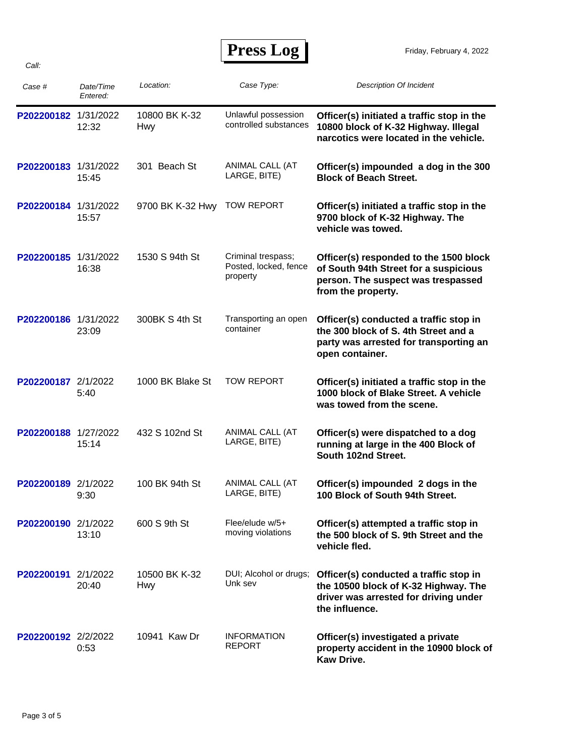# Press Log

Friday, February 4, 2022

*Call:*

| *Case #* | *Date/Time Entered:* | *Location:* | *Case Type:* | *Description Of Incident* |
|---|---|---|---|---|
| **P202200182** | 1/31/2022 12:32 | 10800 BK K-32 Hwy | Unlawful possession controlled substances | **Officer(s) initiated a traffic stop in the 10800 block of K-32 Highway. Illegal narcotics were located in the vehicle.** |
| **P202200183** | 1/31/2022 15:45 | 301 Beach St | ANIMAL CALL (AT LARGE, BITE) | **Officer(s) impounded a dog in the 300 Block of Beach Street.** |
| **P202200184** | 1/31/2022 15:57 | 9700 BK K-32 Hwy | TOW REPORT | **Officer(s) initiated a traffic stop in the 9700 block of K-32 Highway. The vehicle was towed.** |
| **P202200185** | 1/31/2022 16:38 | 1530 S 94th St | Criminal trespass; Posted, locked, fence property | **Officer(s) responded to the 1500 block of South 94th Street for a suspicious person. The suspect was trespassed from the property.** |
| **P202200186** | 1/31/2022 23:09 | 300BK S 4th St | Transporting an open container | **Officer(s) conducted a traffic stop in the 300 block of S. 4th Street and a party was arrested for transporting an open container.** |
| **P202200187** | 2/1/2022 5:40 | 1000 BK Blake St | TOW REPORT | **Officer(s) initiated a traffic stop in the 1000 block of Blake Street. A vehicle was towed from the scene.** |
| **P202200188** | 1/27/2022 15:14 | 432 S 102nd St | ANIMAL CALL (AT LARGE, BITE) | **Officer(s) were dispatched to a dog running at large in the 400 Block of South 102nd Street.** |
| **P202200189** | 2/1/2022 9:30 | 100 BK 94th St | ANIMAL CALL (AT LARGE, BITE) | **Officer(s) impounded 2 dogs in the 100 Block of South 94th Street.** |
| **P202200190** | 2/1/2022 13:10 | 600 S 9th St | Flee/elude w/5+ moving violations | **Officer(s) attempted a traffic stop in the 500 block of S. 9th Street and the vehicle fled.** |
| **P202200191** | 2/1/2022 20:40 | 10500 BK K-32 Hwy | DUI; Alcohol or drugs; Unk sev | **Officer(s) conducted a traffic stop in the 10500 block of K-32 Highway. The driver was arrested for driving under the influence.** |
| **P202200192** | 2/2/2022 0:53 | 10941 Kaw Dr | INFORMATION REPORT | **Officer(s) investigated a private property accident in the 10900 block of Kaw Drive.** |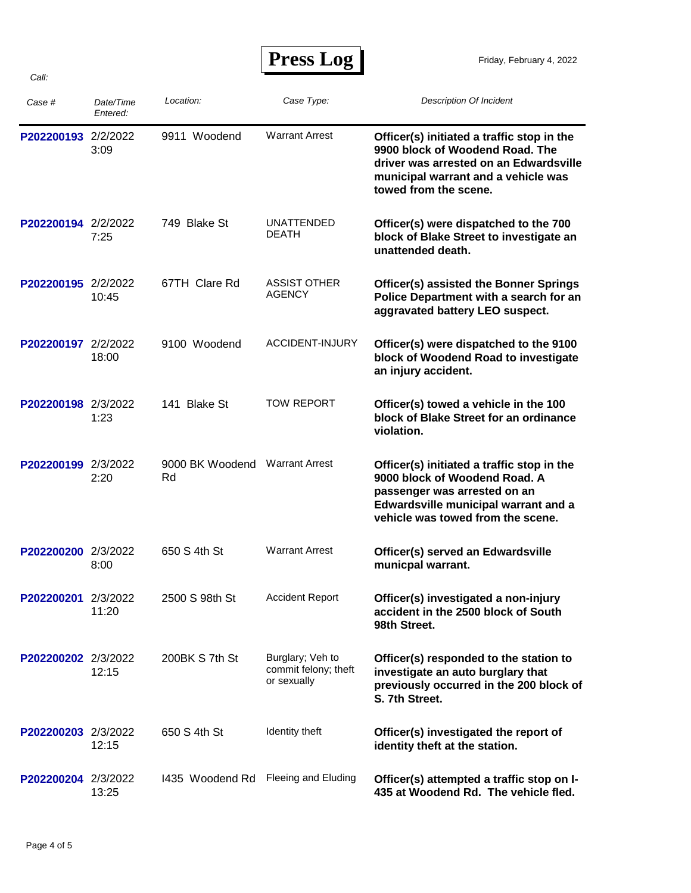# Press Log

Friday, February 4, 2022

*Call:*

| *Case #* | *Date/Time Entered:* | *Location:* | *Case Type:* | *Description Of Incident* |
|---|---|---|---|---|
| **P202200193** | 2/2/2022 3:09 | 9911 Woodend | Warrant Arrest | **Officer(s) initiated a traffic stop in the 9900 block of Woodend Road. The driver was arrested on an Edwardsville municipal warrant and a vehicle was towed from the scene.** |
| **P202200194** | 2/2/2022 7:25 | 749 Blake St | UNATTENDED DEATH | **Officer(s) were dispatched to the 700 block of Blake Street to investigate an unattended death.** |
| **P202200195** | 2/2/2022 10:45 | 67TH Clare Rd | ASSIST OTHER AGENCY | **Officer(s) assisted the Bonner Springs Police Department with a search for an aggravated battery LEO suspect.** |
| **P202200197** | 2/2/2022 18:00 | 9100 Woodend | ACCIDENT-INJURY | **Officer(s) were dispatched to the 9100 block of Woodend Road to investigate an injury accident.** |
| **P202200198** | 2/3/2022 1:23 | 141 Blake St | TOW REPORT | **Officer(s) towed a vehicle in the 100 block of Blake Street for an ordinance violation.** |
| **P202200199** | 2/3/2022 2:20 | 9000 BK Woodend Rd | Warrant Arrest | **Officer(s) initiated a traffic stop in the 9000 block of Woodend Road. A passenger was arrested on an Edwardsville municipal warrant and a vehicle was towed from the scene.** |
| **P202200200** | 2/3/2022 8:00 | 650 S 4th St | Warrant Arrest | **Officer(s) served an Edwardsville municpal warrant.** |
| **P202200201** | 2/3/2022 11:20 | 2500 S 98th St | Accident Report | **Officer(s) investigated a non-injury accident in the 2500 block of South 98th Street.** |
| **P202200202** | 2/3/2022 12:15 | 200BK S 7th St | Burglary; Veh to commit felony; theft or sexually | **Officer(s) responded to the station to investigate an auto burglary that previously occurred in the 200 block of S. 7th Street.** |
| **P202200203** | 2/3/2022 12:15 | 650 S 4th St | Identity theft | **Officer(s) investigated the report of identity theft at the station.** |
| **P202200204** | 2/3/2022 13:25 | I435 Woodend Rd | Fleeing and Eluding | **Officer(s) attempted a traffic stop on I-435 at Woodend Rd. The vehicle fled.** |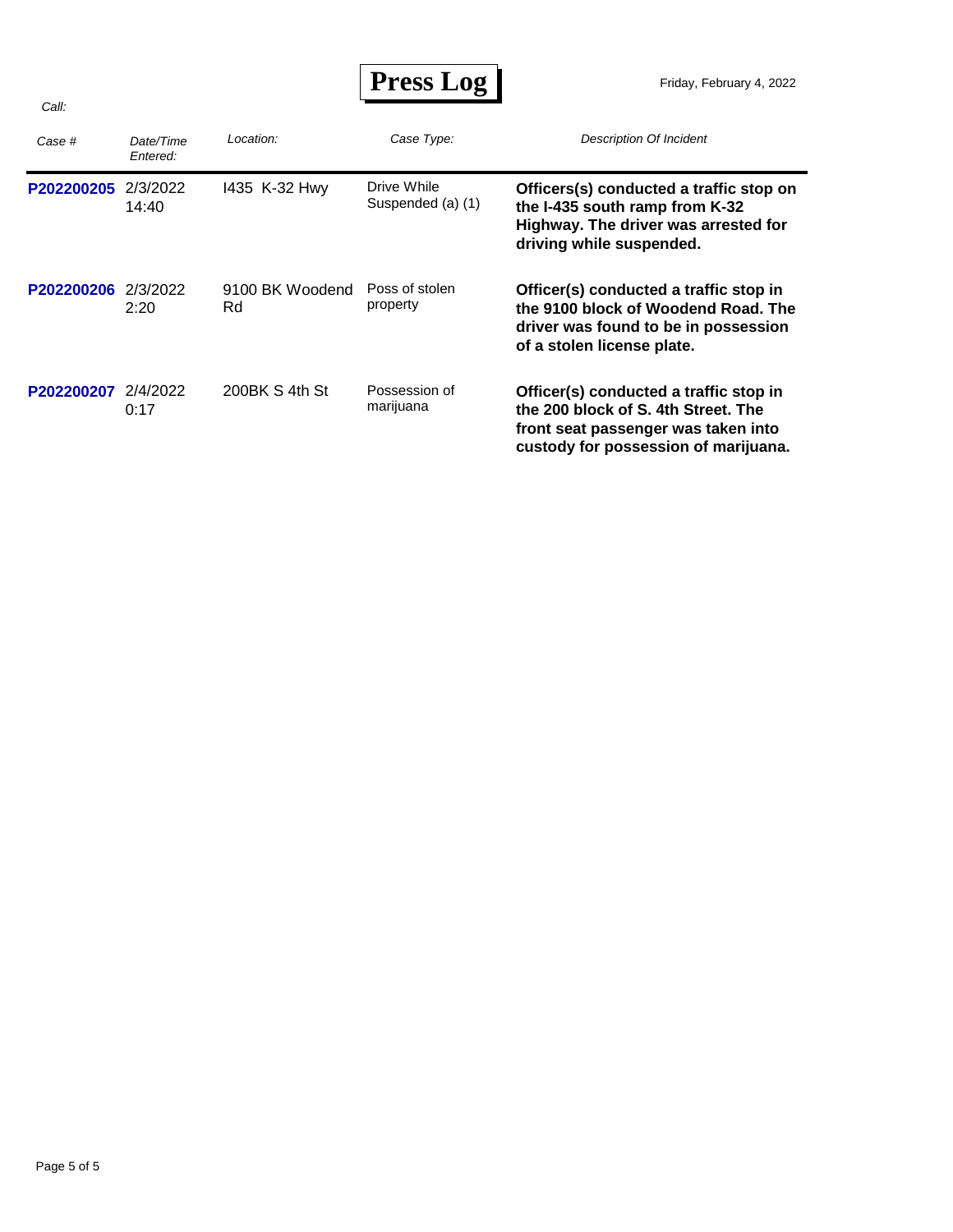# Press Log

Friday, February 4, 2022

*Call:*

| *Case #* | *Date/Time Entered:* | *Location:* | *Case Type:* | *Description Of Incident* |
|---|---|---|---|---|
| P202200205 | 2/3/2022 14:40 | I435 K-32 Hwy | Drive While Suspended (a) (1) | **Officers(s) conducted a traffic stop on the I-435 south ramp from K-32 Highway. The driver was arrested for driving while suspended.** |
| P202200206 | 2/3/2022 2:20 | 9100 BK Woodend Rd | Poss of stolen property | **Officer(s) conducted a traffic stop in the 9100 block of Woodend Road. The driver was found to be in possession of a stolen license plate.** |
| P202200207 | 2/4/2022 0:17 | 200BK S 4th St | Possession of marijuana | **Officer(s) conducted a traffic stop in the 200 block of S. 4th Street. The front seat passenger was taken into custody for possession of marijuana.** |